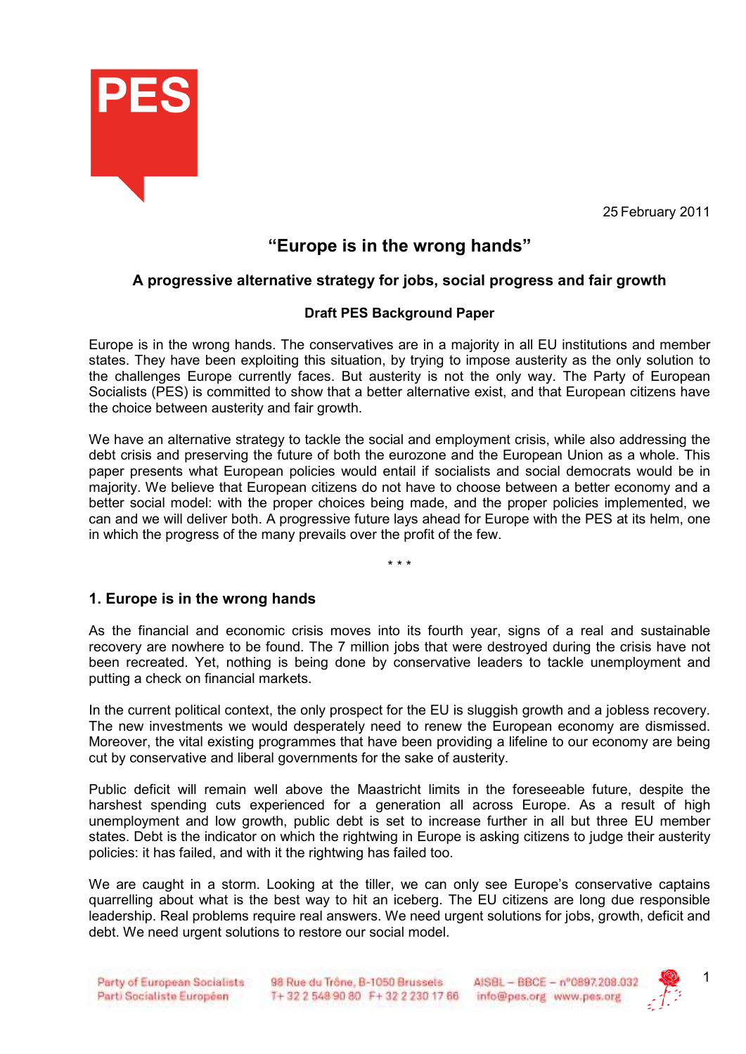25 February 2011

# "Europe is in the wrong hands"

## A progressive alternative strategy for jobs, social progress and fair growth

### Draft PES Background Paper

Europe is in the wrong hands. The conservatives are in a majority in all EU institutions and member states. They have been exploiting this situation, by trying to impose austerity as the only solution to the challenges Europe currently faces. But austerity is not the only way. The Party of European Socialists (PES) is committed to show that a better alternative exist, and that European citizens have the choice between austerity and fair growth.

We have an alternative strategy to tackle the social and employment crisis, while also addressing the debt crisis and preserving the future of both the eurozone and the European Union as a whole. This paper presents what European policies would entail if socialists and social democrats would be in majority. We believe that European citizens do not have to choose between a better economy and a better social model: with the proper choices being made, and the proper policies implemented, we can and we will deliver both. A progressive future lays ahead for Europe with the PES at its helm, one in which the progress of the many prevails over the profit of the few.

\* \* \*

## 1. Europe is in the wrong hands

As the financial and economic crisis moves into its fourth year, signs of a real and sustainable recovery are nowhere to be found. The 7 million jobs that were destroyed during the crisis have not been recreated. Yet, nothing is being done by conservative leaders to tackle unemployment and putting a check on financial markets.

In the current political context, the only prospect for the EU is sluggish growth and a jobless recovery. The new investments we would desperately need to renew the European economy are dismissed. Moreover, the vital existing programmes that have been providing a lifeline to our economy are being cut by conservative and liberal governments for the sake of austerity.

Public deficit will remain well above the Maastricht limits in the foreseeable future, despite the harshest spending cuts experienced for a generation all across Europe. As a result of high unemployment and low growth, public debt is set to increase further in all but three EU member states. Debt is the indicator on which the rightwing in Europe is asking citizens to judge their austerity policies: it has failed, and with it the rightwing has failed too.

We are caught in a storm. Looking at the tiller, we can only see Europe's conservative captains quarrelling about what is the best way to hit an iceberg. The EU citizens are long due responsible leadership. Real problems require real answers. We need urgent solutions for jobs, growth, deficit and debt. We need urgent solutions to restore our social model.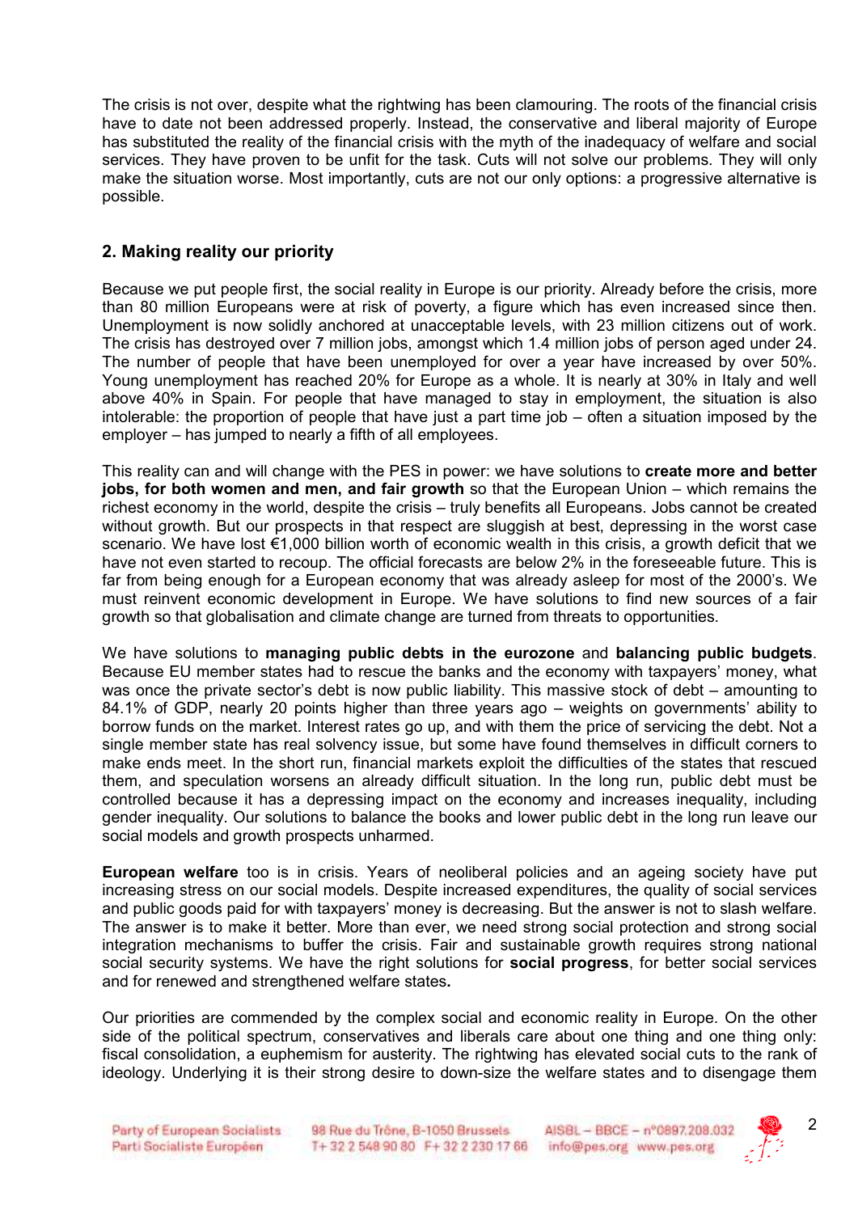The crisis is not over, despite what the rightwing has been clamouring. The roots of the financial crisis have to date not been addressed properly. Instead, the conservative and liberal majority of Europe has substituted the reality of the financial crisis with the myth of the inadequacy of welfare and social services. They have proven to be unfit for the task. Cuts will not solve our problems. They will only make the situation worse. Most importantly, cuts are not our only options: a progressive alternative is possible.

## 2. Making reality our priority

Because we put people first, the social reality in Europe is our priority. Already before the crisis, more than 80 million Europeans were at risk of poverty, a figure which has even increased since then. Unemployment is now solidly anchored at unacceptable levels, with 23 million citizens out of work. The crisis has destroyed over 7 million jobs, amongst which 1.4 million jobs of person aged under 24. The number of people that have been unemployed for over a year have increased by over 50%. Young unemployment has reached 20% for Europe as a whole. It is nearly at 30% in Italy and well above 40% in Spain. For people that have managed to stay in employment, the situation is also intolerable: the proportion of people that have just a part time job – often a situation imposed by the employer – has jumped to nearly a fifth of all employees.

This reality can and will change with the PES in power: we have solutions to **create more and better jobs, for both women and men, and fair growth** so that the European Union – which remains the richest economy in the world, despite the crisis – truly benefits all Europeans. Jobs cannot be created without growth. But our prospects in that respect are sluggish at best, depressing in the worst case scenario. We have lost €1,000 billion worth of economic wealth in this crisis, a growth deficit that we have not even started to recoup. The official forecasts are below 2% in the foreseeable future. This is far from being enough for a European economy that was already asleep for most of the 2000's. We must reinvent economic development in Europe. We have solutions to find new sources of a fair growth so that globalisation and climate change are turned from threats to opportunities.

We have solutions to **managing public debts in the eurozone** and **balancing public budgets**. Because EU member states had to rescue the banks and the economy with taxpayers' money, what was once the private sector's debt is now public liability. This massive stock of debt – amounting to 84.1% of GDP, nearly 20 points higher than three years ago – weights on governments' ability to borrow funds on the market. Interest rates go up, and with them the price of servicing the debt. Not a single member state has real solvency issue, but some have found themselves in difficult corners to make ends meet. In the short run, financial markets exploit the difficulties of the states that rescued them, and speculation worsens an already difficult situation. In the long run, public debt must be controlled because it has a depressing impact on the economy and increases inequality, including gender inequality. Our solutions to balance the books and lower public debt in the long run leave our social models and growth prospects unharmed.

**European welfare** too is in crisis. Years of neoliberal policies and an ageing society have put increasing stress on our social models. Despite increased expenditures, the quality of social services and public goods paid for with taxpayers' money is decreasing. But the answer is not to slash welfare. The answer is to make it better. More than ever, we need strong social protection and strong social integration mechanisms to buffer the crisis. Fair and sustainable growth requires strong national social security systems. We have the right solutions for **social progress**, for better social services and for renewed and strengthened welfare states**.**

Our priorities are commended by the complex social and economic reality in Europe. On the other side of the political spectrum, conservatives and liberals care about one thing and one thing only: fiscal consolidation, a euphemism for austerity. The rightwing has elevated social cuts to the rank of ideology. Underlying it is their strong desire to down-size the welfare states and to disengage them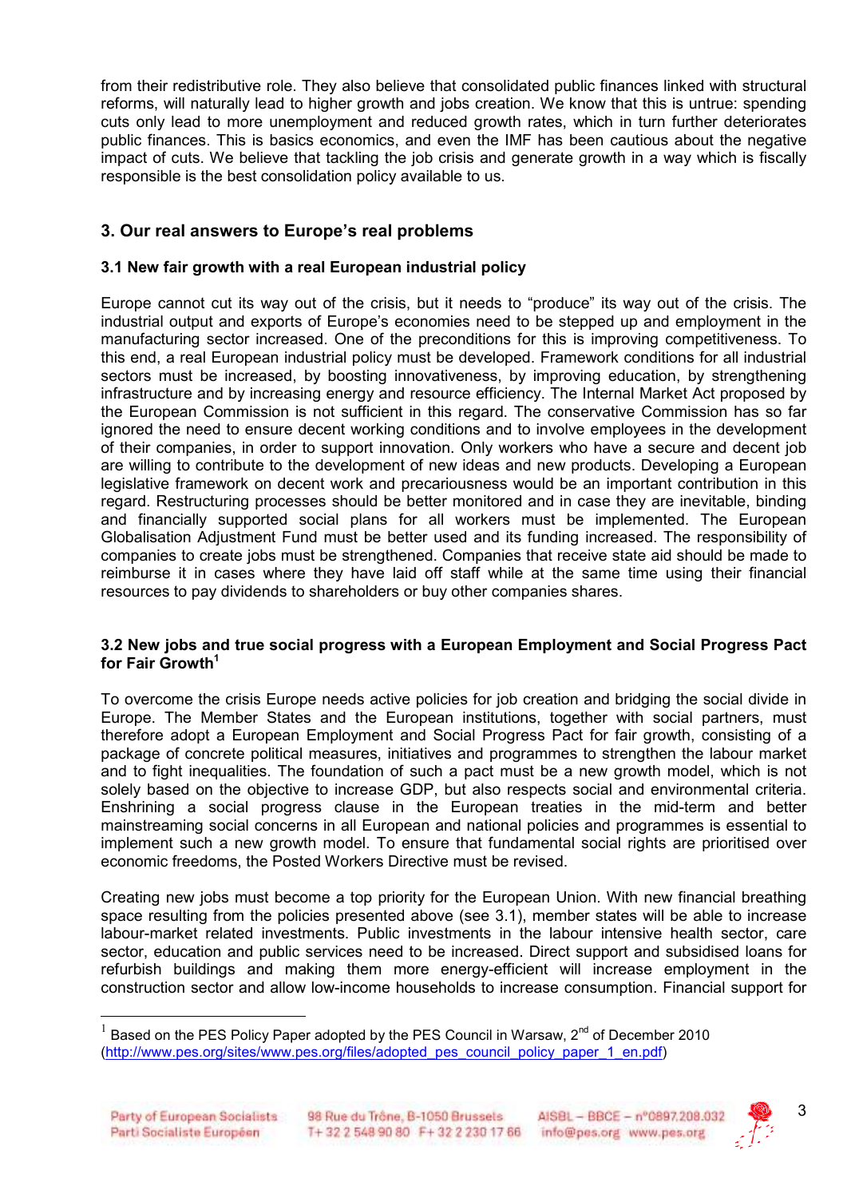from their redistributive role. They also believe that consolidated public finances linked with structural reforms, will naturally lead to higher growth and jobs creation. We know that this is untrue: spending cuts only lead to more unemployment and reduced growth rates, which in turn further deteriorates public finances. This is basics economics, and even the IMF has been cautious about the negative impact of cuts. We believe that tackling the job crisis and generate growth in a way which is fiscally responsible is the best consolidation policy available to us.

## 3. Our real answers to Europe's real problems

### 3.1 New fair growth with a real European industrial policy

Europe cannot cut its way out of the crisis, but it needs to "produce" its way out of the crisis. The industrial output and exports of Europe's economies need to be stepped up and employment in the manufacturing sector increased. One of the preconditions for this is improving competitiveness. To this end, a real European industrial policy must be developed. Framework conditions for all industrial sectors must be increased, by boosting innovativeness, by improving education, by strengthening infrastructure and by increasing energy and resource efficiency. The Internal Market Act proposed by the European Commission is not sufficient in this regard. The conservative Commission has so far ignored the need to ensure decent working conditions and to involve employees in the development of their companies, in order to support innovation. Only workers who have a secure and decent job are willing to contribute to the development of new ideas and new products. Developing a European legislative framework on decent work and precariousness would be an important contribution in this regard. Restructuring processes should be better monitored and in case they are inevitable, binding and financially supported social plans for all workers must be implemented. The European Globalisation Adjustment Fund must be better used and its funding increased. The responsibility of companies to create jobs must be strengthened. Companies that receive state aid should be made to reimburse it in cases where they have laid off staff while at the same time using their financial resources to pay dividends to shareholders or buy other companies shares.

### 3.2 New jobs and true social progress with a European Employment and Social Progress Pact for Fair Growth[1]

To overcome the crisis Europe needs active policies for job creation and bridging the social divide in Europe. The Member States and the European institutions, together with social partners, must therefore adopt a European Employment and Social Progress Pact for fair growth, consisting of a package of concrete political measures, initiatives and programmes to strengthen the labour market and to fight inequalities. The foundation of such a pact must be a new growth model, which is not solely based on the objective to increase GDP, but also respects social and environmental criteria. Enshrining a social progress clause in the European treaties in the mid-term and better mainstreaming social concerns in all European and national policies and programmes is essential to implement such a new growth model. To ensure that fundamental social rights are prioritised over economic freedoms, the Posted Workers Directive must be revised.

Creating new jobs must become a top priority for the European Union. With new financial breathing space resulting from the policies presented above (see 3.1), member states will be able to increase labour-market related investments. Public investments in the labour intensive health sector, care sector, education and public services need to be increased. Direct support and subsidised loans for refurbish buildings and making them more energy-efficient will increase employment in the construction sector and allow low-income households to increase consumption. Financial support for

---

[1] Based on the PES Policy Paper adopted by the PES Council in Warsaw, 2nd of December 2010 (http://www.pes.org/sites/www.pes.org/files/adopted_pes_council_policy_paper_1_en.pdf)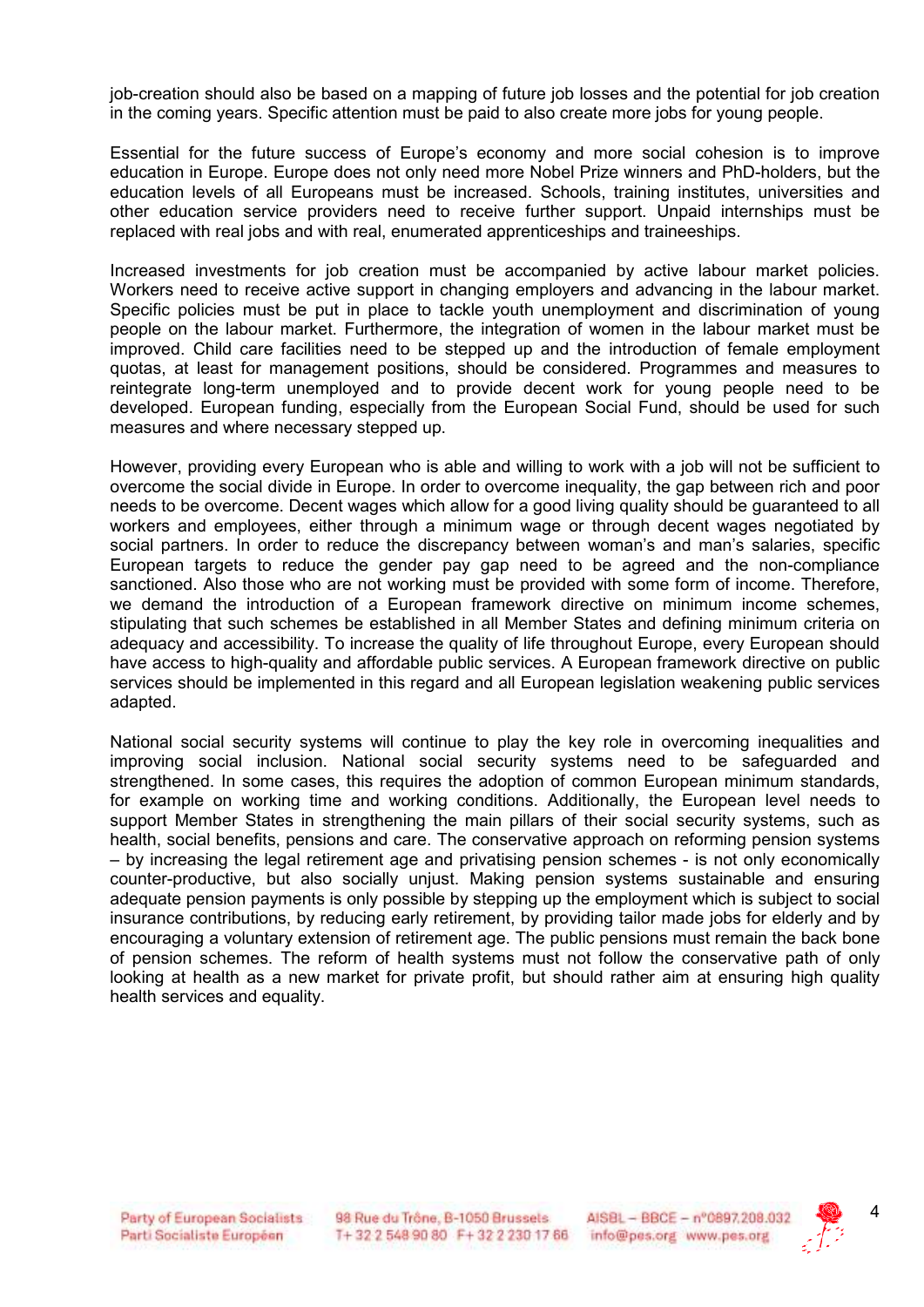job-creation should also be based on a mapping of future job losses and the potential for job creation in the coming years. Specific attention must be paid to also create more jobs for young people.

Essential for the future success of Europe's economy and more social cohesion is to improve education in Europe. Europe does not only need more Nobel Prize winners and PhD-holders, but the education levels of all Europeans must be increased. Schools, training institutes, universities and other education service providers need to receive further support. Unpaid internships must be replaced with real jobs and with real, enumerated apprenticeships and traineeships.

Increased investments for job creation must be accompanied by active labour market policies. Workers need to receive active support in changing employers and advancing in the labour market. Specific policies must be put in place to tackle youth unemployment and discrimination of young people on the labour market. Furthermore, the integration of women in the labour market must be improved. Child care facilities need to be stepped up and the introduction of female employment quotas, at least for management positions, should be considered. Programmes and measures to reintegrate long-term unemployed and to provide decent work for young people need to be developed. European funding, especially from the European Social Fund, should be used for such measures and where necessary stepped up.

However, providing every European who is able and willing to work with a job will not be sufficient to overcome the social divide in Europe. In order to overcome inequality, the gap between rich and poor needs to be overcome. Decent wages which allow for a good living quality should be guaranteed to all workers and employees, either through a minimum wage or through decent wages negotiated by social partners. In order to reduce the discrepancy between woman's and man's salaries, specific European targets to reduce the gender pay gap need to be agreed and the non-compliance sanctioned. Also those who are not working must be provided with some form of income. Therefore, we demand the introduction of a European framework directive on minimum income schemes, stipulating that such schemes be established in all Member States and defining minimum criteria on adequacy and accessibility. To increase the quality of life throughout Europe, every European should have access to high-quality and affordable public services. A European framework directive on public services should be implemented in this regard and all European legislation weakening public services adapted.

National social security systems will continue to play the key role in overcoming inequalities and improving social inclusion. National social security systems need to be safeguarded and strengthened. In some cases, this requires the adoption of common European minimum standards, for example on working time and working conditions. Additionally, the European level needs to support Member States in strengthening the main pillars of their social security systems, such as health, social benefits, pensions and care. The conservative approach on reforming pension systems – by increasing the legal retirement age and privatising pension schemes - is not only economically counter-productive, but also socially unjust. Making pension systems sustainable and ensuring adequate pension payments is only possible by stepping up the employment which is subject to social insurance contributions, by reducing early retirement, by providing tailor made jobs for elderly and by encouraging a voluntary extension of retirement age. The public pensions must remain the back bone of pension schemes. The reform of health systems must not follow the conservative path of only looking at health as a new market for private profit, but should rather aim at ensuring high quality health services and equality.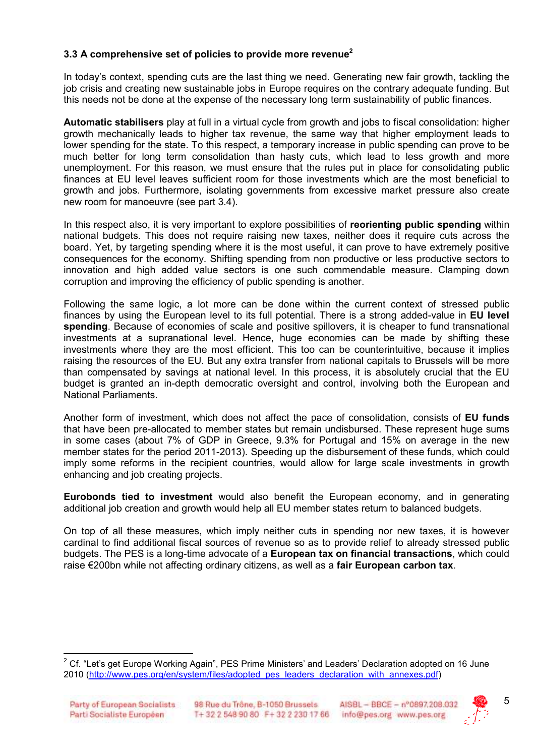### 3.3 A comprehensive set of policies to provide more revenue[2]

In today's context, spending cuts are the last thing we need. Generating new fair growth, tackling the job crisis and creating new sustainable jobs in Europe requires on the contrary adequate funding. But this needs not be done at the expense of the necessary long term sustainability of public finances.

**Automatic stabilisers** play at full in a virtual cycle from growth and jobs to fiscal consolidation: higher growth mechanically leads to higher tax revenue, the same way that higher employment leads to lower spending for the state. To this respect, a temporary increase in public spending can prove to be much better for long term consolidation than hasty cuts, which lead to less growth and more unemployment. For this reason, we must ensure that the rules put in place for consolidating public finances at EU level leaves sufficient room for those investments which are the most beneficial to growth and jobs. Furthermore, isolating governments from excessive market pressure also create new room for manoeuvre (see part 3.4).

In this respect also, it is very important to explore possibilities of **reorienting public spending** within national budgets. This does not require raising new taxes, neither does it require cuts across the board. Yet, by targeting spending where it is the most useful, it can prove to have extremely positive consequences for the economy. Shifting spending from non productive or less productive sectors to innovation and high added value sectors is one such commendable measure. Clamping down corruption and improving the efficiency of public spending is another.

Following the same logic, a lot more can be done within the current context of stressed public finances by using the European level to its full potential. There is a strong added-value in **EU level spending**. Because of economies of scale and positive spillovers, it is cheaper to fund transnational investments at a supranational level. Hence, huge economies can be made by shifting these investments where they are the most efficient. This too can be counterintuitive, because it implies raising the resources of the EU. But any extra transfer from national capitals to Brussels will be more than compensated by savings at national level. In this process, it is absolutely crucial that the EU budget is granted an in-depth democratic oversight and control, involving both the European and National Parliaments.

Another form of investment, which does not affect the pace of consolidation, consists of **EU funds** that have been pre-allocated to member states but remain undisbursed. These represent huge sums in some cases (about 7% of GDP in Greece, 9.3% for Portugal and 15% on average in the new member states for the period 2011-2013). Speeding up the disbursement of these funds, which could imply some reforms in the recipient countries, would allow for large scale investments in growth enhancing and job creating projects.

**Eurobonds tied to investment** would also benefit the European economy, and in generating additional job creation and growth would help all EU member states return to balanced budgets.

On top of all these measures, which imply neither cuts in spending nor new taxes, it is however cardinal to find additional fiscal sources of revenue so as to provide relief to already stressed public budgets. The PES is a long-time advocate of a **European tax on financial transactions**, which could raise €200bn while not affecting ordinary citizens, as well as a **fair European carbon tax**.

---

[2] Cf. "Let's get Europe Working Again", PES Prime Ministers' and Leaders' Declaration adopted on 16 June 2010 (http://www.pes.org/en/system/files/adopted_pes_leaders_declaration_with_annexes.pdf)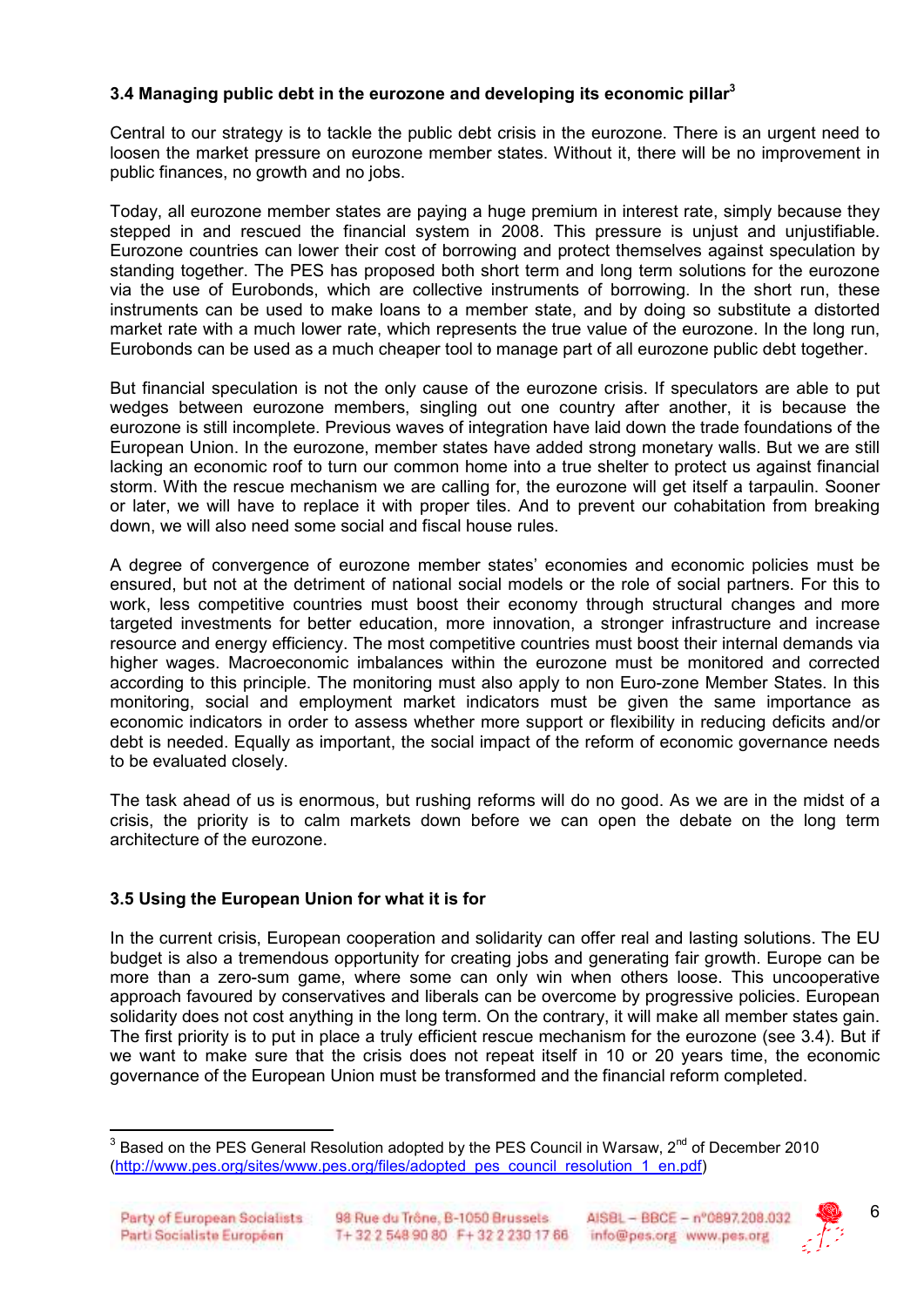### 3.4 Managing public debt in the eurozone and developing its economic pillar[3]

Central to our strategy is to tackle the public debt crisis in the eurozone. There is an urgent need to loosen the market pressure on eurozone member states. Without it, there will be no improvement in public finances, no growth and no jobs.

Today, all eurozone member states are paying a huge premium in interest rate, simply because they stepped in and rescued the financial system in 2008. This pressure is unjust and unjustifiable. Eurozone countries can lower their cost of borrowing and protect themselves against speculation by standing together. The PES has proposed both short term and long term solutions for the eurozone via the use of Eurobonds, which are collective instruments of borrowing. In the short run, these instruments can be used to make loans to a member state, and by doing so substitute a distorted market rate with a much lower rate, which represents the true value of the eurozone. In the long run, Eurobonds can be used as a much cheaper tool to manage part of all eurozone public debt together.

But financial speculation is not the only cause of the eurozone crisis. If speculators are able to put wedges between eurozone members, singling out one country after another, it is because the eurozone is still incomplete. Previous waves of integration have laid down the trade foundations of the European Union. In the eurozone, member states have added strong monetary walls. But we are still lacking an economic roof to turn our common home into a true shelter to protect us against financial storm. With the rescue mechanism we are calling for, the eurozone will get itself a tarpaulin. Sooner or later, we will have to replace it with proper tiles. And to prevent our cohabitation from breaking down, we will also need some social and fiscal house rules.

A degree of convergence of eurozone member states' economies and economic policies must be ensured, but not at the detriment of national social models or the role of social partners. For this to work, less competitive countries must boost their economy through structural changes and more targeted investments for better education, more innovation, a stronger infrastructure and increase resource and energy efficiency. The most competitive countries must boost their internal demands via higher wages. Macroeconomic imbalances within the eurozone must be monitored and corrected according to this principle. The monitoring must also apply to non Euro-zone Member States. In this monitoring, social and employment market indicators must be given the same importance as economic indicators in order to assess whether more support or flexibility in reducing deficits and/or debt is needed. Equally as important, the social impact of the reform of economic governance needs to be evaluated closely.

The task ahead of us is enormous, but rushing reforms will do no good. As we are in the midst of a crisis, the priority is to calm markets down before we can open the debate on the long term architecture of the eurozone.

### 3.5 Using the European Union for what it is for

In the current crisis, European cooperation and solidarity can offer real and lasting solutions. The EU budget is also a tremendous opportunity for creating jobs and generating fair growth. Europe can be more than a zero-sum game, where some can only win when others loose. This uncooperative approach favoured by conservatives and liberals can be overcome by progressive policies. European solidarity does not cost anything in the long term. On the contrary, it will make all member states gain. The first priority is to put in place a truly efficient rescue mechanism for the eurozone (see 3.4). But if we want to make sure that the crisis does not repeat itself in 10 or 20 years time, the economic governance of the European Union must be transformed and the financial reform completed.

---

[3] Based on the PES General Resolution adopted by the PES Council in Warsaw, 2nd of December 2010 (http://www.pes.org/sites/www.pes.org/files/adopted_pes_council_resolution_1_en.pdf)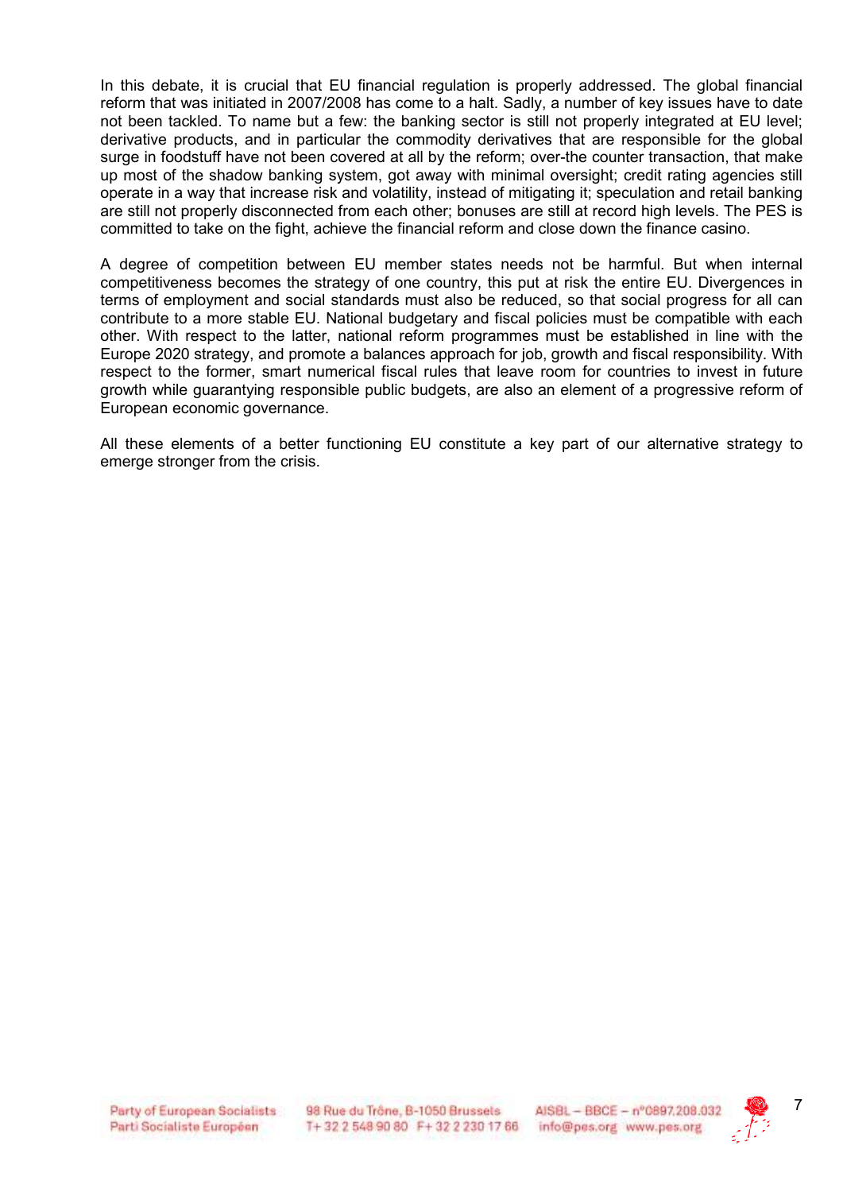In this debate, it is crucial that EU financial regulation is properly addressed. The global financial reform that was initiated in 2007/2008 has come to a halt. Sadly, a number of key issues have to date not been tackled. To name but a few: the banking sector is still not properly integrated at EU level; derivative products, and in particular the commodity derivatives that are responsible for the global surge in foodstuff have not been covered at all by the reform; over-the counter transaction, that make up most of the shadow banking system, got away with minimal oversight; credit rating agencies still operate in a way that increase risk and volatility, instead of mitigating it; speculation and retail banking are still not properly disconnected from each other; bonuses are still at record high levels. The PES is committed to take on the fight, achieve the financial reform and close down the finance casino.

A degree of competition between EU member states needs not be harmful. But when internal competitiveness becomes the strategy of one country, this put at risk the entire EU. Divergences in terms of employment and social standards must also be reduced, so that social progress for all can contribute to a more stable EU. National budgetary and fiscal policies must be compatible with each other. With respect to the latter, national reform programmes must be established in line with the Europe 2020 strategy, and promote a balances approach for job, growth and fiscal responsibility. With respect to the former, smart numerical fiscal rules that leave room for countries to invest in future growth while guarantying responsible public budgets, are also an element of a progressive reform of European economic governance.

All these elements of a better functioning EU constitute a key part of our alternative strategy to emerge stronger from the crisis.